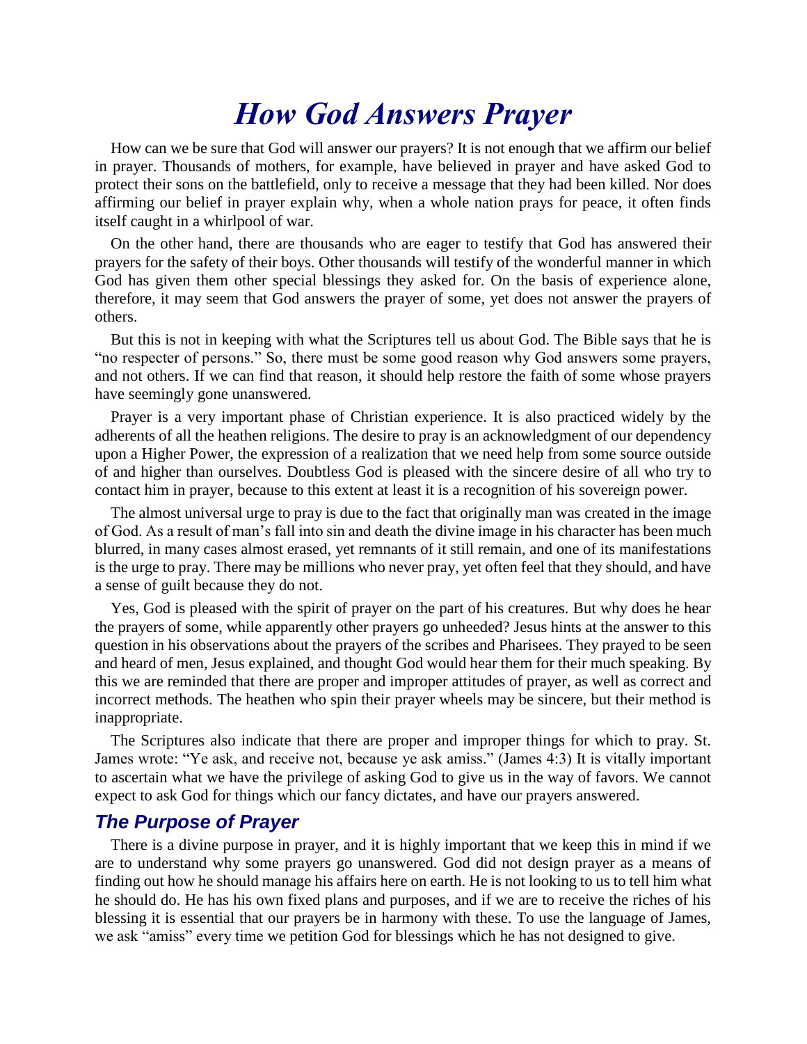# *How God Answers Prayer*

How can we be sure that God will answer our prayers? It is not enough that we affirm our belief in prayer. Thousands of mothers, for example, have believed in prayer and have asked God to protect their sons on the battlefield, only to receive a message that they had been killed. Nor does affirming our belief in prayer explain why, when a whole nation prays for peace, it often finds itself caught in a whirlpool of war.

On the other hand, there are thousands who are eager to testify that God has answered their prayers for the safety of their boys. Other thousands will testify of the wonderful manner in which God has given them other special blessings they asked for. On the basis of experience alone, therefore, it may seem that God answers the prayer of some, yet does not answer the prayers of others.

But this is not in keeping with what the Scriptures tell us about God. The Bible says that he is "no respecter of persons." So, there must be some good reason why God answers some prayers, and not others. If we can find that reason, it should help restore the faith of some whose prayers have seemingly gone unanswered.

Prayer is a very important phase of Christian experience. It is also practiced widely by the adherents of all the heathen religions. The desire to pray is an acknowledgment of our dependency upon a Higher Power, the expression of a realization that we need help from some source outside of and higher than ourselves. Doubtless God is pleased with the sincere desire of all who try to contact him in prayer, because to this extent at least it is a recognition of his sovereign power.

The almost universal urge to pray is due to the fact that originally man was created in the image of God. As a result of man's fall into sin and death the divine image in his character has been much blurred, in many cases almost erased, yet remnants of it still remain, and one of its manifestations is the urge to pray. There may be millions who never pray, yet often feel that they should, and have a sense of guilt because they do not.

Yes, God is pleased with the spirit of prayer on the part of his creatures. But why does he hear the prayers of some, while apparently other prayers go unheeded? Jesus hints at the answer to this question in his observations about the prayers of the scribes and Pharisees. They prayed to be seen and heard of men, Jesus explained, and thought God would hear them for their much speaking. By this we are reminded that there are proper and improper attitudes of prayer, as well as correct and incorrect methods. The heathen who spin their prayer wheels may be sincere, but their method is inappropriate.

The Scriptures also indicate that there are proper and improper things for which to pray. St. James wrote: "Ye ask, and receive not, because ye ask amiss." (James 4:3) It is vitally important to ascertain what we have the privilege of asking God to give us in the way of favors. We cannot expect to ask God for things which our fancy dictates, and have our prayers answered.

## *The Purpose of Prayer*

There is a divine purpose in prayer, and it is highly important that we keep this in mind if we are to understand why some prayers go unanswered. God did not design prayer as a means of finding out how he should manage his affairs here on earth. He is not looking to us to tell him what he should do. He has his own fixed plans and purposes, and if we are to receive the riches of his blessing it is essential that our prayers be in harmony with these. To use the language of James, we ask "amiss" every time we petition God for blessings which he has not designed to give.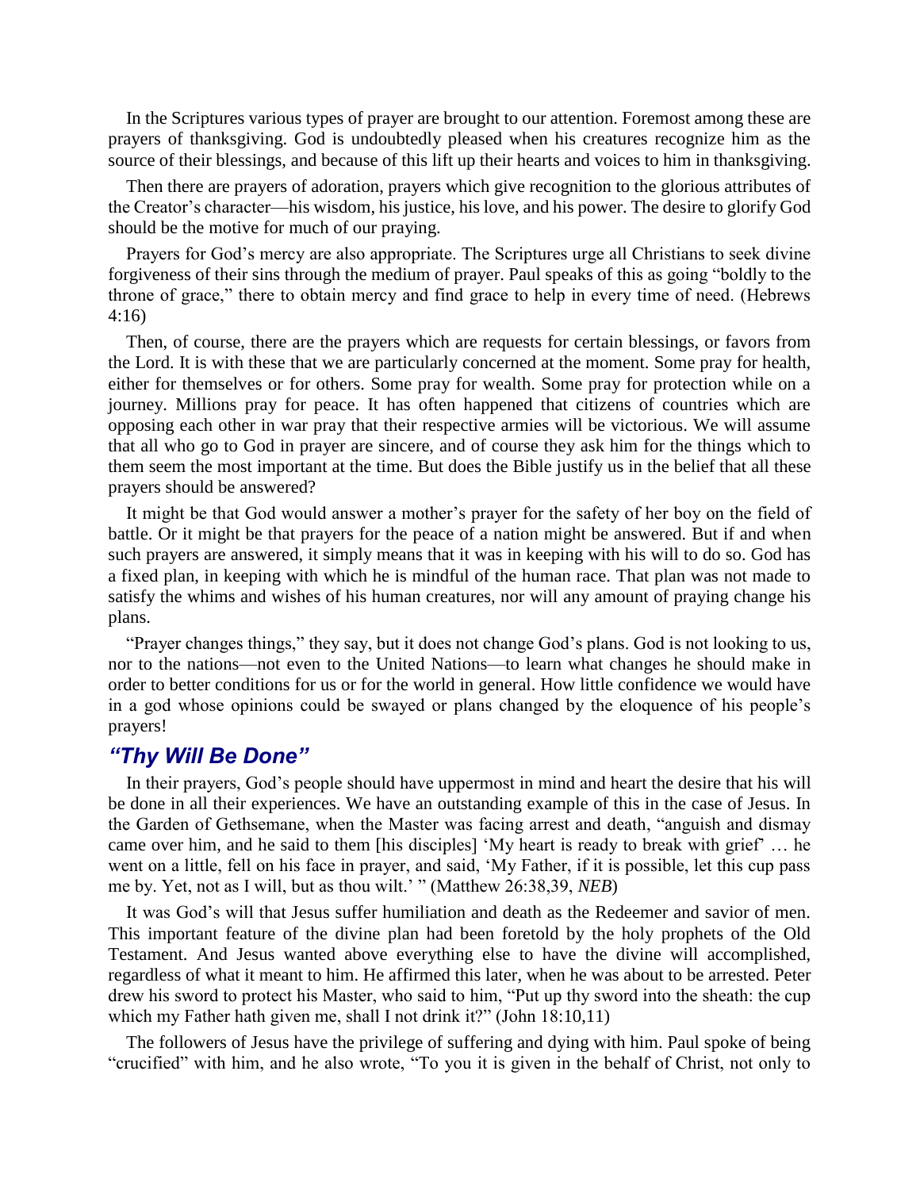In the Scriptures various types of prayer are brought to our attention. Foremost among these are prayers of thanksgiving. God is undoubtedly pleased when his creatures recognize him as the source of their blessings, and because of this lift up their hearts and voices to him in thanksgiving.

Then there are prayers of adoration, prayers which give recognition to the glorious attributes of the Creator's character—his wisdom, his justice, his love, and his power. The desire to glorify God should be the motive for much of our praying.

Prayers for God's mercy are also appropriate. The Scriptures urge all Christians to seek divine forgiveness of their sins through the medium of prayer. Paul speaks of this as going "boldly to the throne of grace," there to obtain mercy and find grace to help in every time of need. (Hebrews 4:16)

Then, of course, there are the prayers which are requests for certain blessings, or favors from the Lord. It is with these that we are particularly concerned at the moment. Some pray for health, either for themselves or for others. Some pray for wealth. Some pray for protection while on a journey. Millions pray for peace. It has often happened that citizens of countries which are opposing each other in war pray that their respective armies will be victorious. We will assume that all who go to God in prayer are sincere, and of course they ask him for the things which to them seem the most important at the time. But does the Bible justify us in the belief that all these prayers should be answered?

It might be that God would answer a mother's prayer for the safety of her boy on the field of battle. Or it might be that prayers for the peace of a nation might be answered. But if and when such prayers are answered, it simply means that it was in keeping with his will to do so. God has a fixed plan, in keeping with which he is mindful of the human race. That plan was not made to satisfy the whims and wishes of his human creatures, nor will any amount of praying change his plans.

"Prayer changes things," they say, but it does not change God's plans. God is not looking to us, nor to the nations—not even to the United Nations—to learn what changes he should make in order to better conditions for us or for the world in general. How little confidence we would have in a god whose opinions could be swayed or plans changed by the eloquence of his people's prayers!

## *"Thy Will Be Done"*

In their prayers, God's people should have uppermost in mind and heart the desire that his will be done in all their experiences. We have an outstanding example of this in the case of Jesus. In the Garden of Gethsemane, when the Master was facing arrest and death, "anguish and dismay came over him, and he said to them [his disciples] 'My heart is ready to break with grief' … he went on a little, fell on his face in prayer, and said, 'My Father, if it is possible, let this cup pass me by. Yet, not as I will, but as thou wilt.' " (Matthew 26:38,39, *NEB*)

It was God's will that Jesus suffer humiliation and death as the Redeemer and savior of men. This important feature of the divine plan had been foretold by the holy prophets of the Old Testament. And Jesus wanted above everything else to have the divine will accomplished, regardless of what it meant to him. He affirmed this later, when he was about to be arrested. Peter drew his sword to protect his Master, who said to him, "Put up thy sword into the sheath: the cup which my Father hath given me, shall I not drink it?" (John 18:10,11)

The followers of Jesus have the privilege of suffering and dying with him. Paul spoke of being "crucified" with him, and he also wrote, "To you it is given in the behalf of Christ, not only to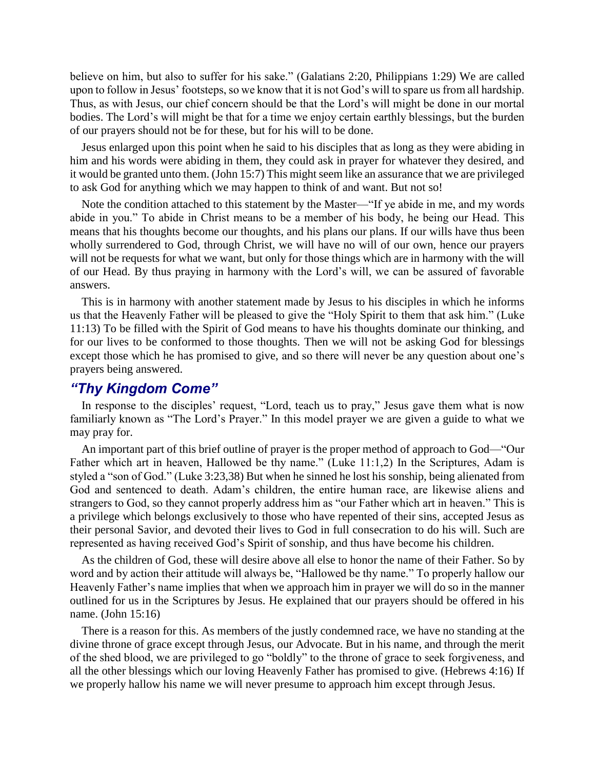believe on him, but also to suffer for his sake." (Galatians 2:20, Philippians 1:29) We are called upon to follow in Jesus' footsteps, so we know that it is not God's will to spare us from all hardship. Thus, as with Jesus, our chief concern should be that the Lord's will might be done in our mortal bodies. The Lord's will might be that for a time we enjoy certain earthly blessings, but the burden of our prayers should not be for these, but for his will to be done.

Jesus enlarged upon this point when he said to his disciples that as long as they were abiding in him and his words were abiding in them, they could ask in prayer for whatever they desired, and it would be granted unto them. (John 15:7) This might seem like an assurance that we are privileged to ask God for anything which we may happen to think of and want. But not so!

Note the condition attached to this statement by the Master—"If ye abide in me, and my words abide in you." To abide in Christ means to be a member of his body, he being our Head. This means that his thoughts become our thoughts, and his plans our plans. If our wills have thus been wholly surrendered to God, through Christ, we will have no will of our own, hence our prayers will not be requests for what we want, but only for those things which are in harmony with the will of our Head. By thus praying in harmony with the Lord's will, we can be assured of favorable answers.

This is in harmony with another statement made by Jesus to his disciples in which he informs us that the Heavenly Father will be pleased to give the "Holy Spirit to them that ask him." (Luke 11:13) To be filled with the Spirit of God means to have his thoughts dominate our thinking, and for our lives to be conformed to those thoughts. Then we will not be asking God for blessings except those which he has promised to give, and so there will never be any question about one's prayers being answered.

## *"Thy Kingdom Come"*

In response to the disciples' request, "Lord, teach us to pray," Jesus gave them what is now familiarly known as "The Lord's Prayer." In this model prayer we are given a guide to what we may pray for.

An important part of this brief outline of prayer is the proper method of approach to God—"Our Father which art in heaven, Hallowed be thy name." (Luke 11:1,2) In the Scriptures, Adam is styled a "son of God." (Luke 3:23,38) But when he sinned he lost his sonship, being alienated from God and sentenced to death. Adam's children, the entire human race, are likewise aliens and strangers to God, so they cannot properly address him as "our Father which art in heaven." This is a privilege which belongs exclusively to those who have repented of their sins, accepted Jesus as their personal Savior, and devoted their lives to God in full consecration to do his will. Such are represented as having received God's Spirit of sonship, and thus have become his children.

As the children of God, these will desire above all else to honor the name of their Father. So by word and by action their attitude will always be, "Hallowed be thy name." To properly hallow our Heavenly Father's name implies that when we approach him in prayer we will do so in the manner outlined for us in the Scriptures by Jesus. He explained that our prayers should be offered in his name. (John 15:16)

There is a reason for this. As members of the justly condemned race, we have no standing at the divine throne of grace except through Jesus, our Advocate. But in his name, and through the merit of the shed blood, we are privileged to go "boldly" to the throne of grace to seek forgiveness, and all the other blessings which our loving Heavenly Father has promised to give. (Hebrews 4:16) If we properly hallow his name we will never presume to approach him except through Jesus.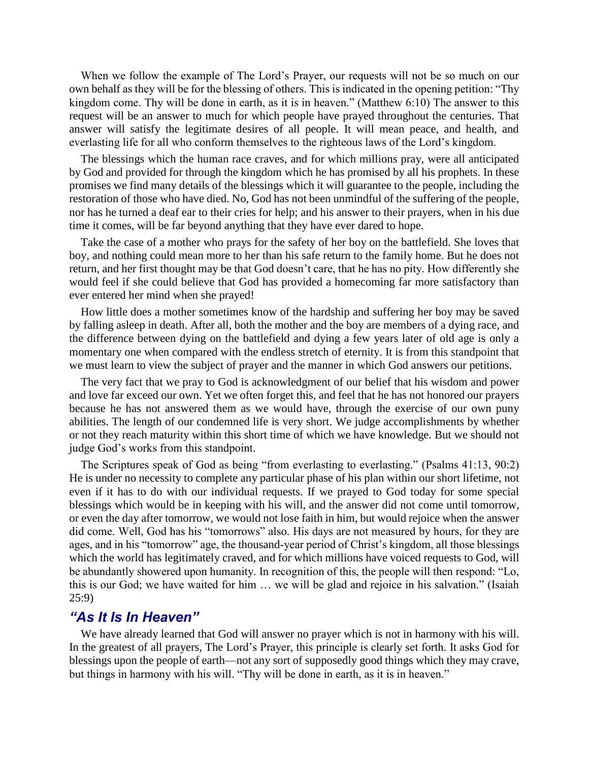When we follow the example of The Lord's Prayer, our requests will not be so much on our own behalf as they will be for the blessing of others. This is indicated in the opening petition: "Thy kingdom come. Thy will be done in earth, as it is in heaven." (Matthew 6:10) The answer to this request will be an answer to much for which people have prayed throughout the centuries. That answer will satisfy the legitimate desires of all people. It will mean peace, and health, and everlasting life for all who conform themselves to the righteous laws of the Lord's kingdom.

The blessings which the human race craves, and for which millions pray, were all anticipated by God and provided for through the kingdom which he has promised by all his prophets. In these promises we find many details of the blessings which it will guarantee to the people, including the restoration of those who have died. No, God has not been unmindful of the suffering of the people, nor has he turned a deaf ear to their cries for help; and his answer to their prayers, when in his due time it comes, will be far beyond anything that they have ever dared to hope.

Take the case of a mother who prays for the safety of her boy on the battlefield. She loves that boy, and nothing could mean more to her than his safe return to the family home. But he does not return, and her first thought may be that God doesn't care, that he has no pity. How differently she would feel if she could believe that God has provided a homecoming far more satisfactory than ever entered her mind when she prayed!

How little does a mother sometimes know of the hardship and suffering her boy may be saved by falling asleep in death. After all, both the mother and the boy are members of a dying race, and the difference between dying on the battlefield and dying a few years later of old age is only a momentary one when compared with the endless stretch of eternity. It is from this standpoint that we must learn to view the subject of prayer and the manner in which God answers our petitions.

The very fact that we pray to God is acknowledgment of our belief that his wisdom and power and love far exceed our own. Yet we often forget this, and feel that he has not honored our prayers because he has not answered them as we would have, through the exercise of our own puny abilities. The length of our condemned life is very short. We judge accomplishments by whether or not they reach maturity within this short time of which we have knowledge. But we should not judge God's works from this standpoint.

The Scriptures speak of God as being "from everlasting to everlasting." (Psalms 41:13, 90:2) He is under no necessity to complete any particular phase of his plan within our short lifetime, not even if it has to do with our individual requests. If we prayed to God today for some special blessings which would be in keeping with his will, and the answer did not come until tomorrow, or even the day after tomorrow, we would not lose faith in him, but would rejoice when the answer did come. Well, God has his "tomorrows" also. His days are not measured by hours, for they are ages, and in his "tomorrow" age, the thousand-year period of Christ's kingdom, all those blessings which the world has legitimately craved, and for which millions have voiced requests to God, will be abundantly showered upon humanity. In recognition of this, the people will then respond: "Lo, this is our God; we have waited for him … we will be glad and rejoice in his salvation." (Isaiah 25:9)

## *"As It Is In Heaven"*

We have already learned that God will answer no prayer which is not in harmony with his will. In the greatest of all prayers, The Lord's Prayer, this principle is clearly set forth. It asks God for blessings upon the people of earth—not any sort of supposedly good things which they may crave, but things in harmony with his will. "Thy will be done in earth, as it is in heaven."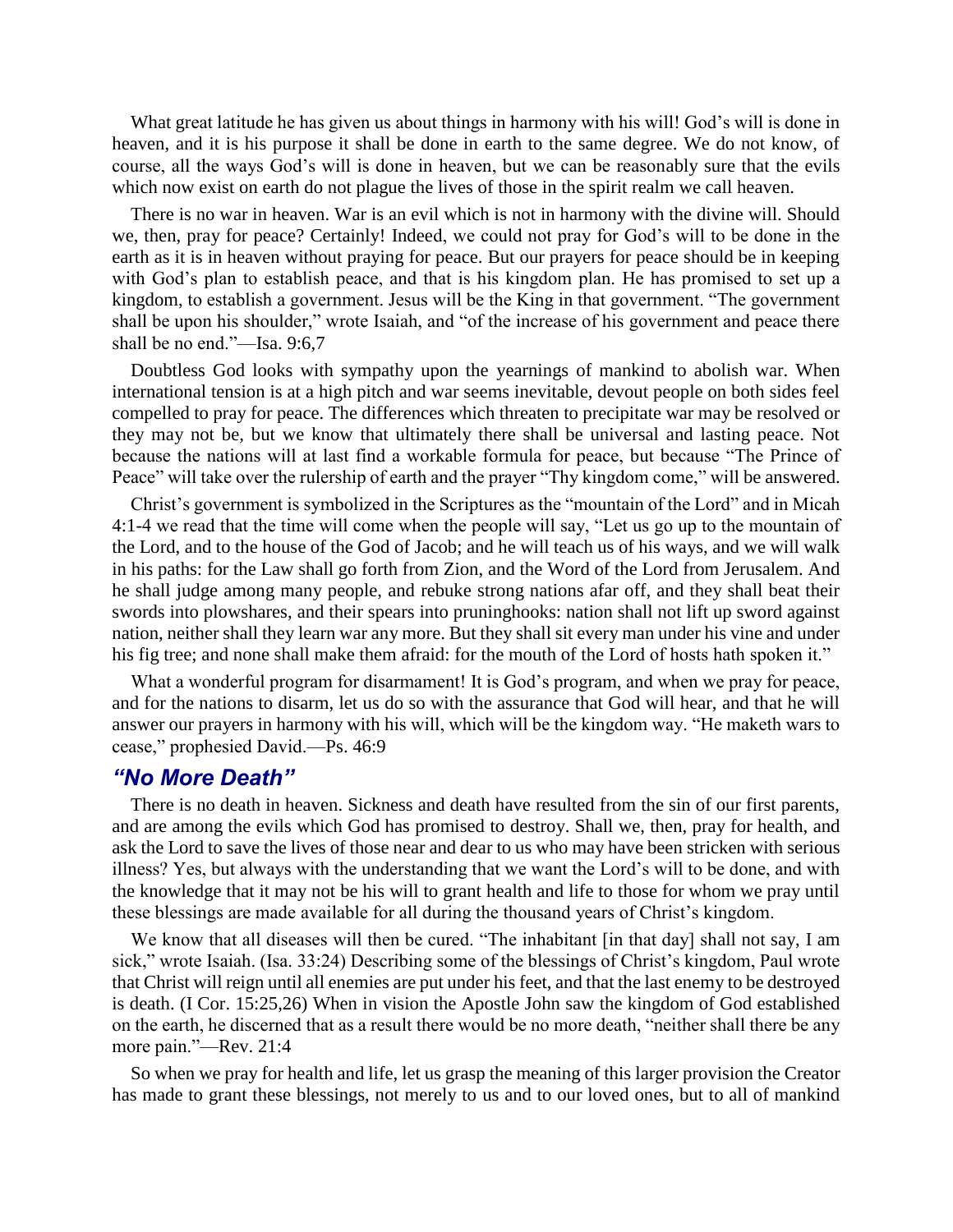What great latitude he has given us about things in harmony with his will! God's will is done in heaven, and it is his purpose it shall be done in earth to the same degree. We do not know, of course, all the ways God's will is done in heaven, but we can be reasonably sure that the evils which now exist on earth do not plague the lives of those in the spirit realm we call heaven.

There is no war in heaven. War is an evil which is not in harmony with the divine will. Should we, then, pray for peace? Certainly! Indeed, we could not pray for God's will to be done in the earth as it is in heaven without praying for peace. But our prayers for peace should be in keeping with God's plan to establish peace, and that is his kingdom plan. He has promised to set up a kingdom, to establish a government. Jesus will be the King in that government. "The government shall be upon his shoulder," wrote Isaiah, and "of the increase of his government and peace there shall be no end."—Isa. 9:6,7

Doubtless God looks with sympathy upon the yearnings of mankind to abolish war. When international tension is at a high pitch and war seems inevitable, devout people on both sides feel compelled to pray for peace. The differences which threaten to precipitate war may be resolved or they may not be, but we know that ultimately there shall be universal and lasting peace. Not because the nations will at last find a workable formula for peace, but because "The Prince of Peace" will take over the rulership of earth and the prayer "Thy kingdom come," will be answered.

Christ's government is symbolized in the Scriptures as the "mountain of the Lord" and in Micah 4:1-4 we read that the time will come when the people will say, "Let us go up to the mountain of the Lord, and to the house of the God of Jacob; and he will teach us of his ways, and we will walk in his paths: for the Law shall go forth from Zion, and the Word of the Lord from Jerusalem. And he shall judge among many people, and rebuke strong nations afar off, and they shall beat their swords into plowshares, and their spears into pruninghooks: nation shall not lift up sword against nation, neither shall they learn war any more. But they shall sit every man under his vine and under his fig tree; and none shall make them afraid: for the mouth of the Lord of hosts hath spoken it."

What a wonderful program for disarmament! It is God's program, and when we pray for peace, and for the nations to disarm, let us do so with the assurance that God will hear, and that he will answer our prayers in harmony with his will, which will be the kingdom way. "He maketh wars to cease," prophesied David.—Ps. 46:9

## *"No More Death"*

There is no death in heaven. Sickness and death have resulted from the sin of our first parents, and are among the evils which God has promised to destroy. Shall we, then, pray for health, and ask the Lord to save the lives of those near and dear to us who may have been stricken with serious illness? Yes, but always with the understanding that we want the Lord's will to be done, and with the knowledge that it may not be his will to grant health and life to those for whom we pray until these blessings are made available for all during the thousand years of Christ's kingdom.

We know that all diseases will then be cured. "The inhabitant [in that day] shall not say, I am sick," wrote Isaiah. (Isa. 33:24) Describing some of the blessings of Christ's kingdom, Paul wrote that Christ will reign until all enemies are put under his feet, and that the last enemy to be destroyed is death. (I Cor. 15:25,26) When in vision the Apostle John saw the kingdom of God established on the earth, he discerned that as a result there would be no more death, "neither shall there be any more pain."—Rev. 21:4

So when we pray for health and life, let us grasp the meaning of this larger provision the Creator has made to grant these blessings, not merely to us and to our loved ones, but to all of mankind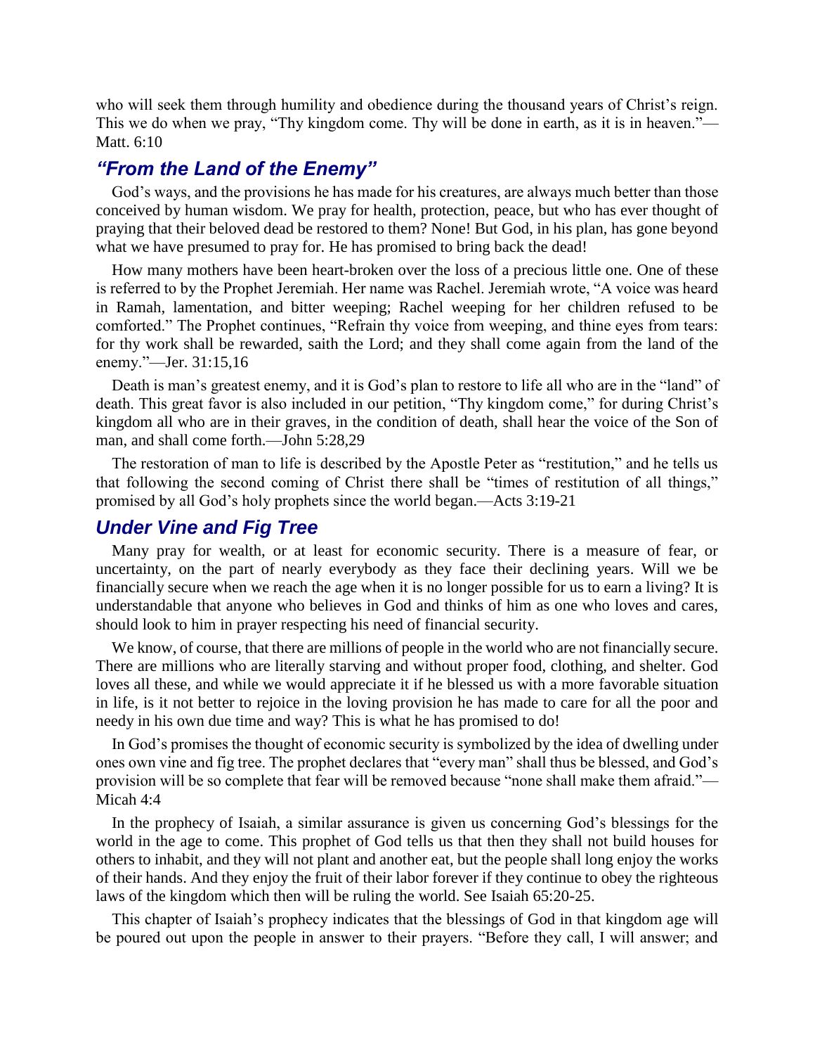who will seek them through humility and obedience during the thousand years of Christ's reign. This we do when we pray, "Thy kingdom come. Thy will be done in earth, as it is in heaven."—Matt. 6:10

## *"From the Land of the Enemy"*

God's ways, and the provisions he has made for his creatures, are always much better than those conceived by human wisdom. We pray for health, protection, peace, but who has ever thought of praying that their beloved dead be restored to them? None! But God, in his plan, has gone beyond what we have presumed to pray for. He has promised to bring back the dead!

How many mothers have been heart-broken over the loss of a precious little one. One of these is referred to by the Prophet Jeremiah. Her name was Rachel. Jeremiah wrote, "A voice was heard in Ramah, lamentation, and bitter weeping; Rachel weeping for her children refused to be comforted." The Prophet continues, "Refrain thy voice from weeping, and thine eyes from tears: for thy work shall be rewarded, saith the Lord; and they shall come again from the land of the enemy."—Jer. 31:15,16

Death is man's greatest enemy, and it is God's plan to restore to life all who are in the "land" of death. This great favor is also included in our petition, "Thy kingdom come," for during Christ's kingdom all who are in their graves, in the condition of death, shall hear the voice of the Son of man, and shall come forth.—John 5:28,29

The restoration of man to life is described by the Apostle Peter as "restitution," and he tells us that following the second coming of Christ there shall be "times of restitution of all things," promised by all God's holy prophets since the world began.—Acts 3:19-21

## *Under Vine and Fig Tree*

Many pray for wealth, or at least for economic security. There is a measure of fear, or uncertainty, on the part of nearly everybody as they face their declining years. Will we be financially secure when we reach the age when it is no longer possible for us to earn a living? It is understandable that anyone who believes in God and thinks of him as one who loves and cares, should look to him in prayer respecting his need of financial security.

We know, of course, that there are millions of people in the world who are not financially secure. There are millions who are literally starving and without proper food, clothing, and shelter. God loves all these, and while we would appreciate it if he blessed us with a more favorable situation in life, is it not better to rejoice in the loving provision he has made to care for all the poor and needy in his own due time and way? This is what he has promised to do!

In God's promises the thought of economic security is symbolized by the idea of dwelling under ones own vine and fig tree. The prophet declares that "every man" shall thus be blessed, and God's provision will be so complete that fear will be removed because "none shall make them afraid."—Micah 4:4

In the prophecy of Isaiah, a similar assurance is given us concerning God's blessings for the world in the age to come. This prophet of God tells us that then they shall not build houses for others to inhabit, and they will not plant and another eat, but the people shall long enjoy the works of their hands. And they enjoy the fruit of their labor forever if they continue to obey the righteous laws of the kingdom which then will be ruling the world. See Isaiah 65:20-25.

This chapter of Isaiah's prophecy indicates that the blessings of God in that kingdom age will be poured out upon the people in answer to their prayers. "Before they call, I will answer; and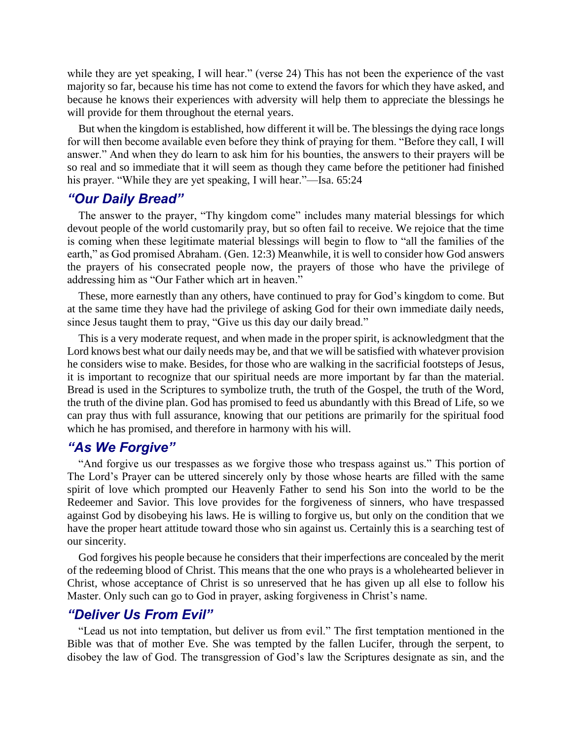while they are yet speaking, I will hear." (verse 24) This has not been the experience of the vast majority so far, because his time has not come to extend the favors for which they have asked, and because he knows their experiences with adversity will help them to appreciate the blessings he will provide for them throughout the eternal years.

But when the kingdom is established, how different it will be. The blessings the dying race longs for will then become available even before they think of praying for them. "Before they call, I will answer." And when they do learn to ask him for his bounties, the answers to their prayers will be so real and so immediate that it will seem as though they came before the petitioner had finished his prayer. "While they are yet speaking, I will hear."—Isa. 65:24

## *"Our Daily Bread"*

The answer to the prayer, "Thy kingdom come" includes many material blessings for which devout people of the world customarily pray, but so often fail to receive. We rejoice that the time is coming when these legitimate material blessings will begin to flow to "all the families of the earth," as God promised Abraham. (Gen. 12:3) Meanwhile, it is well to consider how God answers the prayers of his consecrated people now, the prayers of those who have the privilege of addressing him as "Our Father which art in heaven."

These, more earnestly than any others, have continued to pray for God's kingdom to come. But at the same time they have had the privilege of asking God for their own immediate daily needs, since Jesus taught them to pray, "Give us this day our daily bread."

This is a very moderate request, and when made in the proper spirit, is acknowledgment that the Lord knows best what our daily needs may be, and that we will be satisfied with whatever provision he considers wise to make. Besides, for those who are walking in the sacrificial footsteps of Jesus, it is important to recognize that our spiritual needs are more important by far than the material. Bread is used in the Scriptures to symbolize truth, the truth of the Gospel, the truth of the Word, the truth of the divine plan. God has promised to feed us abundantly with this Bread of Life, so we can pray thus with full assurance, knowing that our petitions are primarily for the spiritual food which he has promised, and therefore in harmony with his will.

## *"As We Forgive"*

"And forgive us our trespasses as we forgive those who trespass against us." This portion of The Lord's Prayer can be uttered sincerely only by those whose hearts are filled with the same spirit of love which prompted our Heavenly Father to send his Son into the world to be the Redeemer and Savior. This love provides for the forgiveness of sinners, who have trespassed against God by disobeying his laws. He is willing to forgive us, but only on the condition that we have the proper heart attitude toward those who sin against us. Certainly this is a searching test of our sincerity.

God forgives his people because he considers that their imperfections are concealed by the merit of the redeeming blood of Christ. This means that the one who prays is a wholehearted believer in Christ, whose acceptance of Christ is so unreserved that he has given up all else to follow his Master. Only such can go to God in prayer, asking forgiveness in Christ's name.

## *"Deliver Us From Evil"*

"Lead us not into temptation, but deliver us from evil." The first temptation mentioned in the Bible was that of mother Eve. She was tempted by the fallen Lucifer, through the serpent, to disobey the law of God. The transgression of God's law the Scriptures designate as sin, and the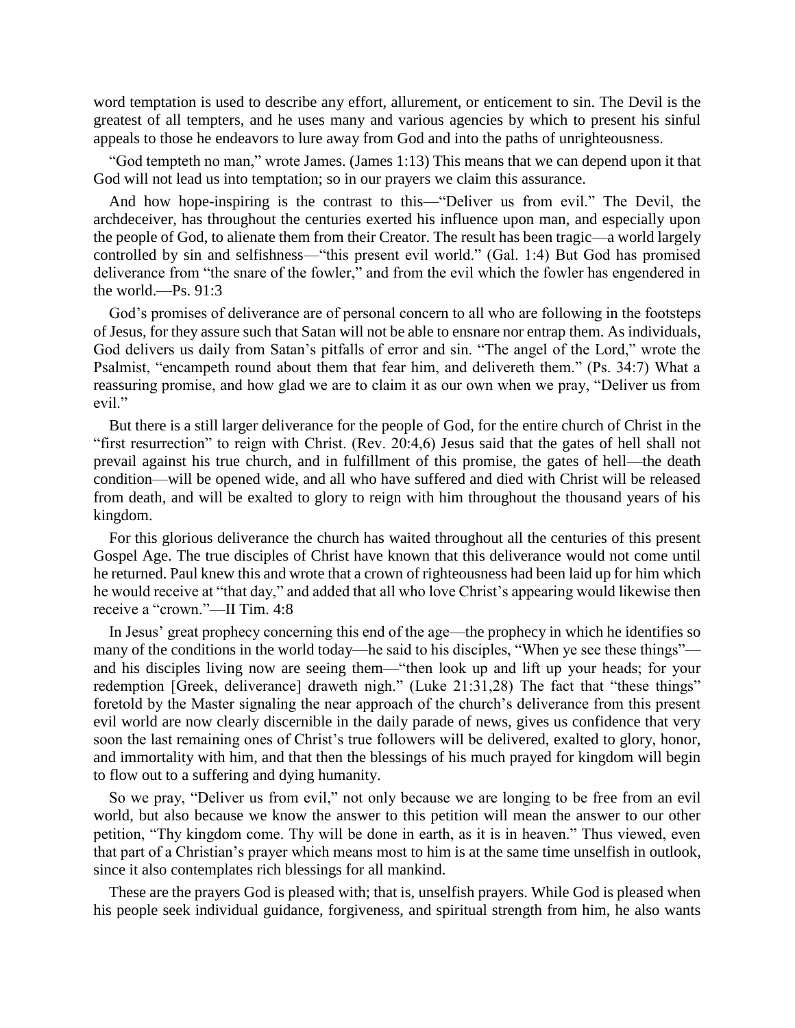word temptation is used to describe any effort, allurement, or enticement to sin. The Devil is the greatest of all tempters, and he uses many and various agencies by which to present his sinful appeals to those he endeavors to lure away from God and into the paths of unrighteousness.

"God tempteth no man," wrote James. (James 1:13) This means that we can depend upon it that God will not lead us into temptation; so in our prayers we claim this assurance.

And how hope-inspiring is the contrast to this—"Deliver us from evil." The Devil, the archdeceiver, has throughout the centuries exerted his influence upon man, and especially upon the people of God, to alienate them from their Creator. The result has been tragic—a world largely controlled by sin and selfishness—"this present evil world." (Gal. 1:4) But God has promised deliverance from "the snare of the fowler," and from the evil which the fowler has engendered in the world.—Ps. 91:3

God's promises of deliverance are of personal concern to all who are following in the footsteps of Jesus, for they assure such that Satan will not be able to ensnare nor entrap them. As individuals, God delivers us daily from Satan's pitfalls of error and sin. "The angel of the Lord," wrote the Psalmist, "encampeth round about them that fear him, and delivereth them." (Ps. 34:7) What a reassuring promise, and how glad we are to claim it as our own when we pray, "Deliver us from evil."

But there is a still larger deliverance for the people of God, for the entire church of Christ in the "first resurrection" to reign with Christ. (Rev. 20:4,6) Jesus said that the gates of hell shall not prevail against his true church, and in fulfillment of this promise, the gates of hell—the death condition—will be opened wide, and all who have suffered and died with Christ will be released from death, and will be exalted to glory to reign with him throughout the thousand years of his kingdom.

For this glorious deliverance the church has waited throughout all the centuries of this present Gospel Age. The true disciples of Christ have known that this deliverance would not come until he returned. Paul knew this and wrote that a crown of righteousness had been laid up for him which he would receive at "that day," and added that all who love Christ's appearing would likewise then receive a "crown."—II Tim. 4:8

In Jesus' great prophecy concerning this end of the age—the prophecy in which he identifies so many of the conditions in the world today—he said to his disciples, "When ye see these things"—and his disciples living now are seeing them—"then look up and lift up your heads; for your redemption [Greek, deliverance] draweth nigh." (Luke 21:31,28) The fact that "these things" foretold by the Master signaling the near approach of the church's deliverance from this present evil world are now clearly discernible in the daily parade of news, gives us confidence that very soon the last remaining ones of Christ's true followers will be delivered, exalted to glory, honor, and immortality with him, and that then the blessings of his much prayed for kingdom will begin to flow out to a suffering and dying humanity.

So we pray, "Deliver us from evil," not only because we are longing to be free from an evil world, but also because we know the answer to this petition will mean the answer to our other petition, "Thy kingdom come. Thy will be done in earth, as it is in heaven." Thus viewed, even that part of a Christian's prayer which means most to him is at the same time unselfish in outlook, since it also contemplates rich blessings for all mankind.

These are the prayers God is pleased with; that is, unselfish prayers. While God is pleased when his people seek individual guidance, forgiveness, and spiritual strength from him, he also wants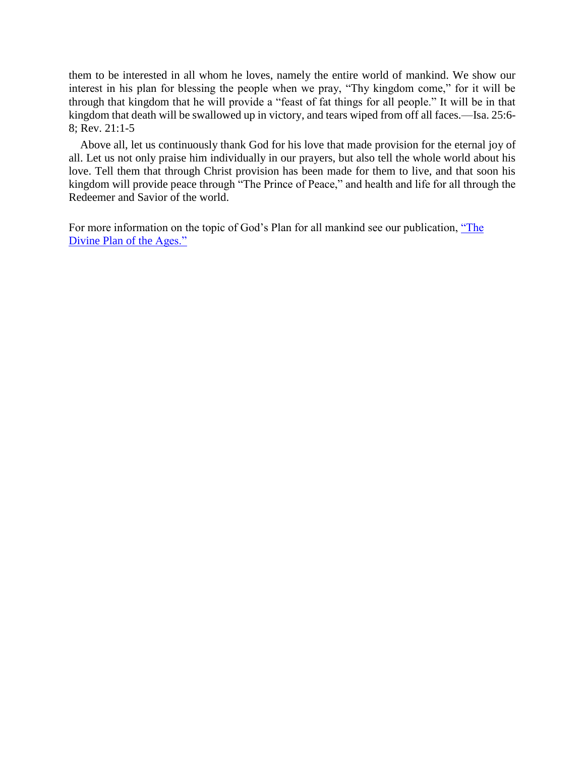them to be interested in all whom he loves, namely the entire world of mankind. We show our interest in his plan for blessing the people when we pray, "Thy kingdom come," for it will be through that kingdom that he will provide a "feast of fat things for all people." It will be in that kingdom that death will be swallowed up in victory, and tears wiped from off all faces.—Isa. 25:6-8; Rev. 21:1-5

Above all, let us continuously thank God for his love that made provision for the eternal joy of all. Let us not only praise him individually in our prayers, but also tell the whole world about his love. Tell them that through Christ provision has been made for them to live, and that soon his kingdom will provide peace through "The Prince of Peace," and health and life for all through the Redeemer and Savior of the world.

For more information on the topic of God's Plan for all mankind see our publication, "The Divine Plan of the Ages."